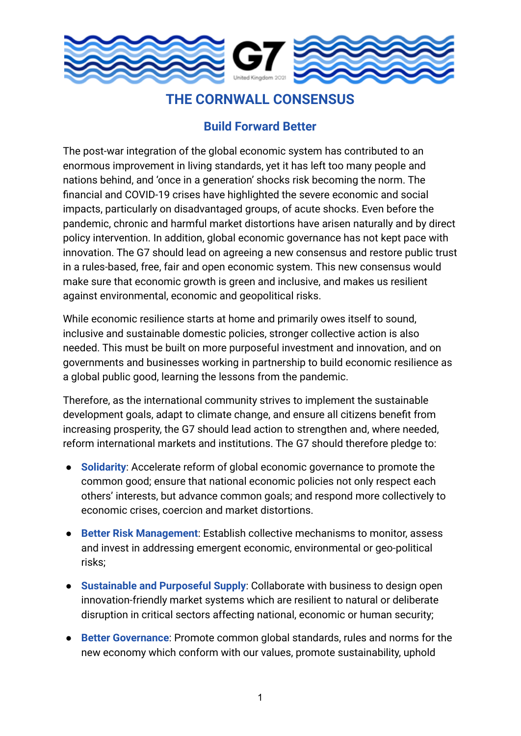# THE CORNWALL CONSENSUS

## Build Forward Better

The post-war integration of the global economic system has contributed to an enormous improvement in living standards, yet it has left too many people and nations behind, and 'once in a generation' shocks risk becoming the norm. The financial and COVID-19 crises have highlighted the severe economic and social impacts, particularly on disadvantaged groups, of acute shocks. Even before the pandemic, chronic and harmful market distortions have arisen naturally and by direct policy intervention. In addition, global economic governance has not kept pace with innovation. The G7 should lead on agreeing a new consensus and restore public trust in a rules-based, free, fair and open economic system. This new consensus would make sure that economic growth is green and inclusive, and makes us resilient against environmental, economic and geopolitical risks.

While economic resilience starts at home and primarily owes itself to sound, inclusive and sustainable domestic policies, stronger collective action is also needed. This must be built on more purposeful investment and innovation, and on governments and businesses working in partnership to build economic resilience as a global public good, learning the lessons from the pandemic.

Therefore, as the international community strives to implement the sustainable development goals, adapt to climate change, and ensure all citizens benefit from increasing prosperity, the G7 should lead action to strengthen and, where needed, reform international markets and institutions. The G7 should therefore pledge to:

- **Solidarity**: Accelerate reform of global economic governance to promote the common good; ensure that national economic policies not only respect each others' interests, but advance common goals; and respond more collectively to economic crises, coercion and market distortions.
- **Better Risk Management**: Establish collective mechanisms to monitor, assess and invest in addressing emergent economic, environmental or geo-political risks;
- **Sustainable and Purposeful Supply**: Collaborate with business to design open innovation-friendly market systems which are resilient to natural or deliberate disruption in critical sectors affecting national, economic or human security;
- **Better Governance**: Promote common global standards, rules and norms for the new economy which conform with our values, promote sustainability, uphold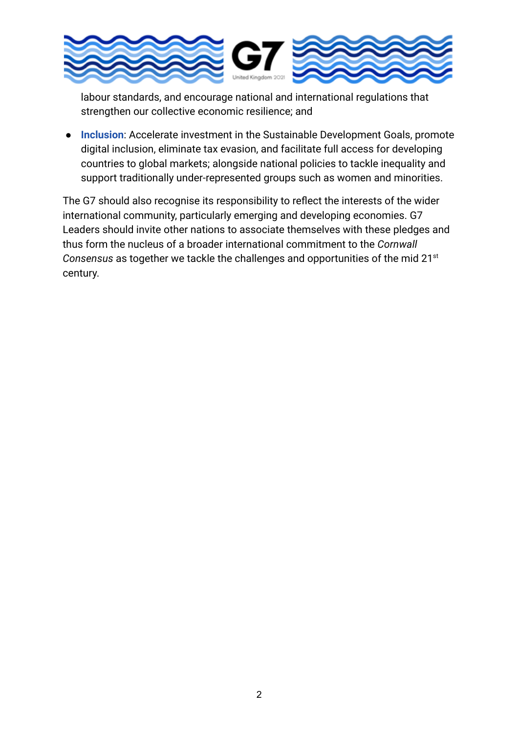labour standards, and encourage national and international regulations that strengthen our collective economic resilience; and

- **Inclusion**: Accelerate investment in the Sustainable Development Goals, promote digital inclusion, eliminate tax evasion, and facilitate full access for developing countries to global markets; alongside national policies to tackle inequality and support traditionally under-represented groups such as women and minorities.

The G7 should also recognise its responsibility to reflect the interests of the wider international community, particularly emerging and developing economies. G7 Leaders should invite other nations to associate themselves with these pledges and thus form the nucleus of a broader international commitment to the *Cornwall Consensus* as together we tackle the challenges and opportunities of the mid 21st century.